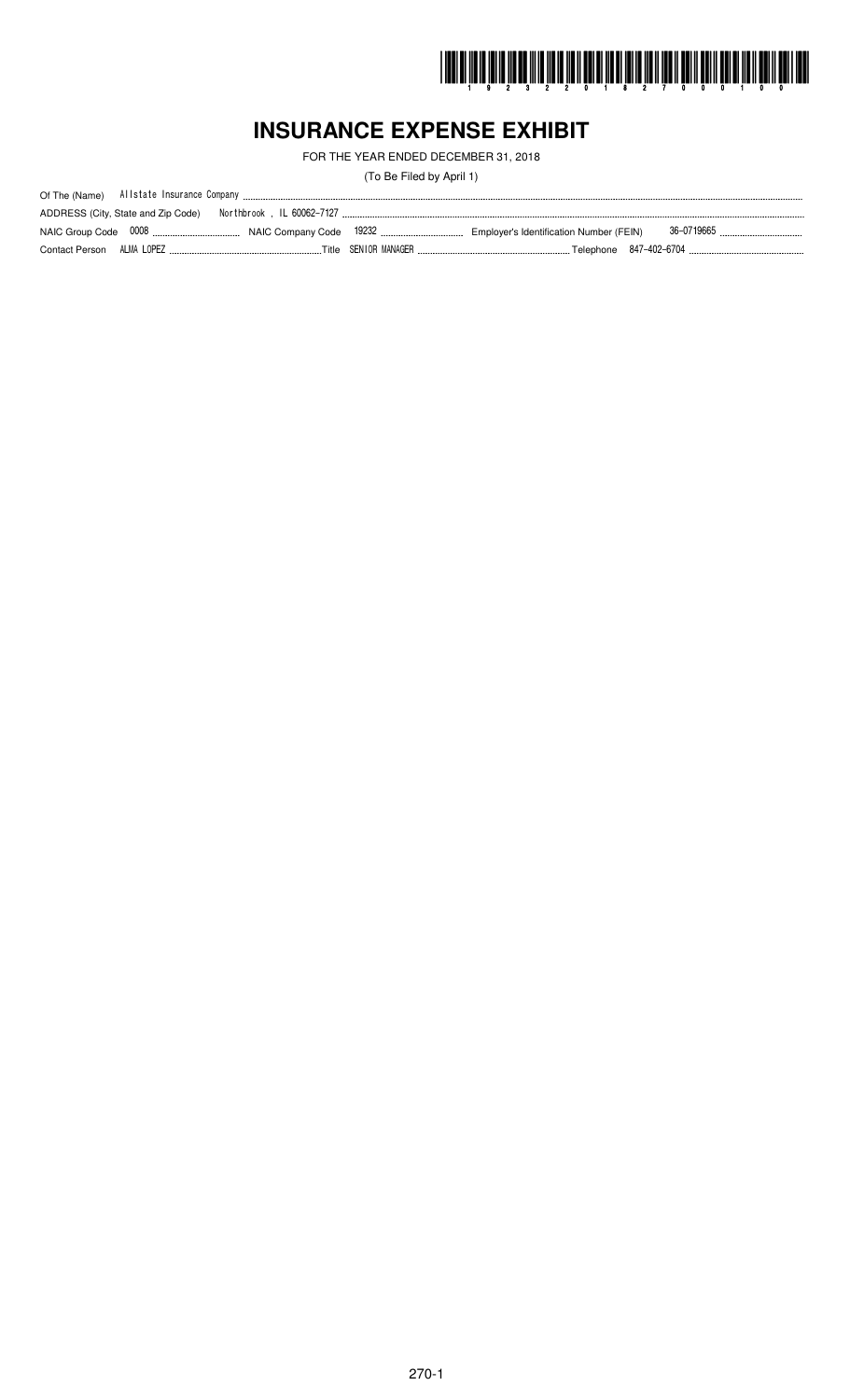# INSURANCE EXPENSE EXHIBIT

FOR THE YEAR ENDED DECEMBER 31, 2018

(To Be Filed by April 1)

Of The (Name) Allstate Insurance Company

ADDRESS (City, State and Zip Code) Northbrook , IL 60062-7127

NAIC Group Code 0008 NAIC Company Code 19232 Employer's Identification Number (FEIN) 36-0719665

Contact Person ALMA LOPEZ Title SENIOR MANAGER Telephone 847-402-6704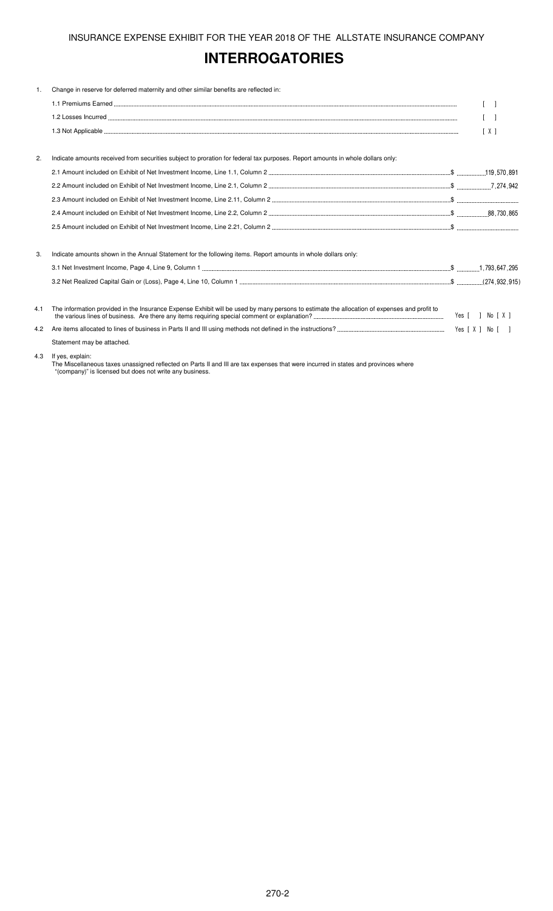INSURANCE EXPENSE EXHIBIT FOR THE YEAR 2018 OF THE ALLSTATE INSURANCE COMPANY

# INTERROGATORIES

1. Change in reserve for deferred maternity and other similar benefits are reflected in:

   1.1 Premiums Earned [ ]

   1.2 Losses Incurred [ ]

   1.3 Not Applicable [ X ]

2. Indicate amounts received from securities subject to proration for federal tax purposes. Report amounts in whole dollars only:

   2.1 Amount included on Exhibit of Net Investment Income, Line 1.1, Column 2 $ 119,570,891

   2.2 Amount included on Exhibit of Net Investment Income, Line 2.1, Column 2 $ 7,274,942

   2.3 Amount included on Exhibit of Net Investment Income, Line 2.11, Column 2 $

   2.4 Amount included on Exhibit of Net Investment Income, Line 2.2, Column 2 $ 88,730,865

   2.5 Amount included on Exhibit of Net Investment Income, Line 2.21, Column 2 $

3. Indicate amounts shown in the Annual Statement for the following items. Report amounts in whole dollars only:

   3.1 Net Investment Income, Page 4, Line 9, Column 1 $ 1,793,647,295

   3.2 Net Realized Capital Gain or (Loss), Page 4, Line 10, Column 1 $ (274,932,915)

4.1 The information provided in the Insurance Expense Exhibit will be used by many persons to estimate the allocation of expenses and profit to the various lines of business. Are there any items requiring special comment or explanation? Yes [ ] No [ X ]

4.2 Are items allocated to lines of business in Parts II and III using methods not defined in the instructions? Yes [ X ] No [ ]

Statement may be attached.

4.3 If yes, explain:
The Miscellaneous taxes unassigned reflected on Parts II and III are tax expenses that were incurred in states and provinces where "(company)" is licensed but does not write any business.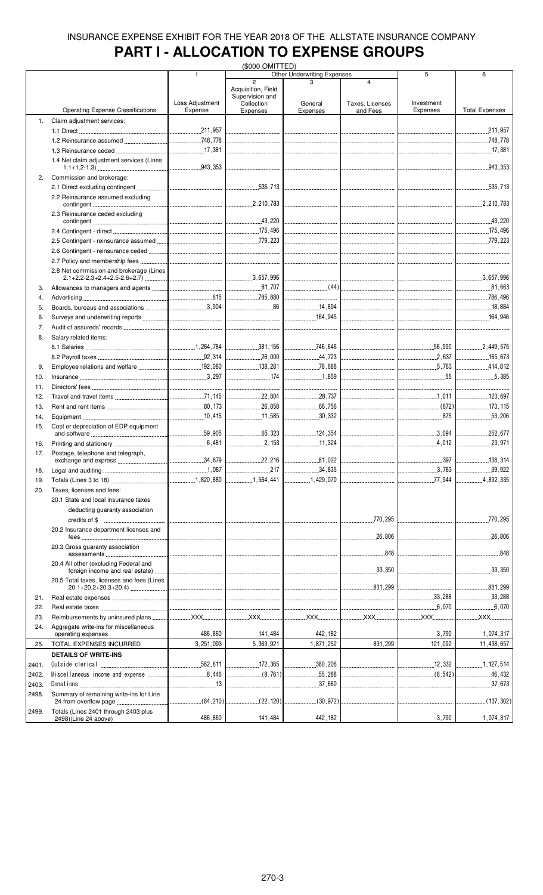INSURANCE EXPENSE EXHIBIT FOR THE YEAR 2018 OF THE ALLSTATE INSURANCE COMPANY

# PART I - ALLOCATION TO EXPENSE GROUPS

($000 OMITTED)

| | Operating Expense Classifications | 1 Loss Adjustment Expense | Other Underwriting Expenses: 2 Acquisition, Field Supervision and Collection Expenses | Other Underwriting Expenses: 3 General Expenses | Other Underwriting Expenses: 4 Taxes, Licenses and Fees | 5 Investment Expenses | 6 Total Expenses |
|---|---|---|---|---|---|---|---|
| 1. | Claim adjustment services: | | | | | | |
| | 1.1 Direct | 211,957 | | | | | 211,957 |
| | 1.2 Reinsurance assumed | 748,778 | | | | | 748,778 |
| | 1.3 Reinsurance ceded | 17,381 | | | | | 17,381 |
| | 1.4 Net claim adjustment services (Lines 1.1+1.2-1.3) | 943,353 | | | | | 943,353 |
| 2. | Commission and brokerage: | | | | | | |
| | 2.1 Direct excluding contingent | | 535,713 | | | | 535,713 |
| | 2.2 Reinsurance assumed excluding contingent | | 2,210,783 | | | | 2,210,783 |
| | 2.3 Reinsurance ceded excluding contingent | | 43,220 | | | | 43,220 |
| | 2.4 Contingent - direct | | 175,496 | | | | 175,496 |
| | 2.5 Contingent - reinsurance assumed | | 779,223 | | | | 779,223 |
| | 2.6 Contingent - reinsurance ceded | | | | | | |
| | 2.7 Policy and membership fees | | | | | | |
| | 2.8 Net commission and brokerage (Lines 2.1+2.2-2.3+2.4+2.5-2.6+2.7) | | 3,657,996 | | | | 3,657,996 |
| 3. | Allowances to managers and agents | | 81,707 | (44) | | | 81,663 |
| 4. | Advertising | 615 | 785,880 | | | | 786,496 |
| 5. | Boards, bureaus and associations | 3,904 | 86 | 14,894 | | | 18,884 |
| 6. | Surveys and underwriting reports | | | 164,945 | | | 164,946 |
| 7. | Audit of assureds' records | | | | | | |
| 8. | Salary related items: | | | | | | |
| | 8.1 Salaries | 1,264,784 | 381,156 | 746,646 | | 56,990 | 2,449,575 |
| | 8.2 Payroll taxes | 92,314 | 26,000 | 44,723 | | 2,637 | 165,673 |
| 9. | Employee relations and welfare | 192,080 | 138,281 | 78,688 | | 5,763 | 414,812 |
| 10. | Insurance | 3,297 | 174 | 1,859 | | 55 | 5,385 |
| 11. | Directors' fees | | | | | | |
| 12. | Travel and travel items | 71,145 | 22,804 | 28,737 | | 1,011 | 123,697 |
| 13. | Rent and rent items | 80,173 | 26,858 | 66,756 | | (672) | 173,115 |
| 14. | Equipment | 10,415 | 11,585 | 30,332 | | 875 | 53,206 |
| 15. | Cost or depreciation of EDP equipment and software | 59,905 | 65,323 | 124,354 | | 3,094 | 252,677 |
| 16. | Printing and stationery | 6,481 | 2,153 | 11,324 | | 4,012 | 23,971 |
| 17. | Postage, telephone and telegraph, exchange and express | 34,679 | 22,216 | 81,022 | | 397 | 138,314 |
| 18. | Legal and auditing | 1,087 | 217 | 34,835 | | 3,783 | 39,922 |
| 19. | Totals (Lines 3 to 18) | 1,820,880 | 1,564,441 | 1,429,070 | | 77,944 | 4,892,335 |
| 20. | Taxes, licenses and fees: | | | | | | |
| | 20.1 State and local insurance taxes deducting guaranty association credits of $ | | | | 770,295 | | 770,295 |
| | 20.2 Insurance department licenses and fees | | | | 26,806 | | 26,806 |
| | 20.3 Gross guaranty association assessments | | | | 848 | | 848 |
| | 20.4 All other (excluding Federal and foreign income and real estate) | | | | 33,350 | | 33,350 |
| | 20.5 Total taxes, licenses and fees (Lines 20.1+20.2+20.3+20.4) | | | | 831,299 | | 831,299 |
| 21. | Real estate expenses | | | | | 33,288 | 33,288 |
| 22. | Real estate taxes | | | | | 6,070 | 6,070 |
| 23. | Reimbursements by uninsured plans | XXX | XXX | XXX | XXX | XXX | XXX |
| 24. | Aggregate write-ins for miscellaneous operating expenses | 486,860 | 141,484 | 442,182 | | 3,790 | 1,074,317 |
| 25. | TOTAL EXPENSES INCURRED | 3,251,093 | 5,363,921 | 1,871,252 | 831,299 | 121,092 | 11,438,657 |
| | **DETAILS OF WRITE-INS** | | | | | | |
| 2401. | Outside clerical | 562,611 | 172,365 | 380,206 | | 12,332 | 1,127,514 |
| 2402. | Miscellaneous income and expense | 8,446 | (8,761) | 55,288 | | (8,542) | 46,432 |
| 2403. | Donations | 13 | | 37,660 | | | 37,673 |
| 2498. | Summary of remaining write-ins for Line 24 from overflow page | (84,210) | (22,120) | (30,972) | | | (137,302) |
| 2499. | Totals (Lines 2401 through 2403 plus 2498)(Line 24 above) | 486,860 | 141,484 | 442,182 | | 3,790 | 1,074,317 |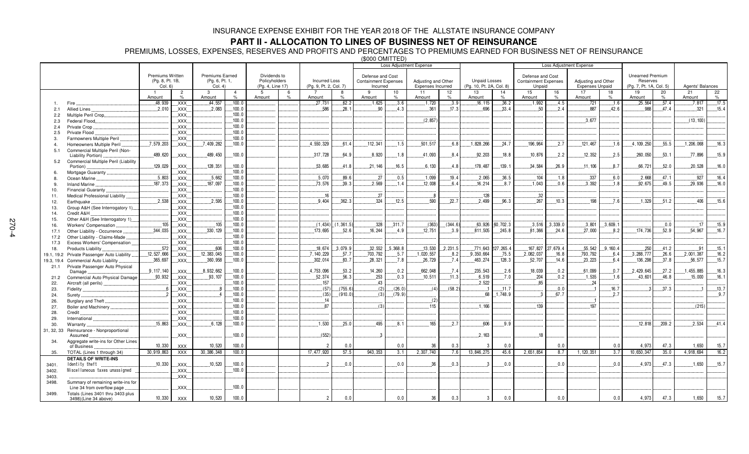# INSURANCE EXPENSE EXHIBIT FOR THE YEAR 2018 OF THE ALLSTATE INSURANCE COMPANY

## PART II - ALLOCATION TO LINES OF BUSINESS NET OF REINSURANCE

PREMIUMS, LOSSES, EXPENSES, RESERVES AND PROFITS AND PERCENTAGES TO PREMIUMS EARNED FOR BUSINESS NET OF REINSURANCE

($000 OMITTED)

| | | Premiums Written (Pg. 8, Pt. 1B, Col. 6) | | Premiums Earned (Pg. 6, Pt. 1, Col. 4) | | Dividends to Policyholders (Pg. 4, Line 17) | | Incurred Loss (Pg. 9, Pt. 2, Col. 7) | | Loss Adjustment Expense: Defense and Cost Containment Expenses Incurred | | Loss Adjustment Expense: Adjusting and Other Expenses Incurred | | Unpaid Losses (Pg. 10, Pt. 2A, Col. 8) | | Loss Adjustment Expense: Defense and Cost Containment Expenses Unpaid | | Loss Adjustment Expense: Adjusting and Other Expenses Unpaid | | Unearned Premium Reserves (Pg. 7, Pt. 1A, Col. 5) | | Agents' Balances | |
|---|---|---|---|---|---|---|---|---|---|---|---|---|---|---|---|---|---|---|---|---|---|---|---|
| | | 1 Amount | 2 % | 3 Amount | 4 % | 5 Amount | 6 % | 7 Amount | 8 % | 9 Amount | 10 % | 11 Amount | 12 % | 13 Amount | 14 % | 15 Amount | 16 % | 17 Amount | 18 % | 19 Amount | 20 % | 21 Amount | 22 % |
| 1. | Fire | 48,939 | XXX | 44,557 | 100.0 | | | 27,731 | 62.2 | 1,625 | 3.6 | 1,720 | 3.9 | 16,115 | 36.2 | 1,992 | 4.5 | 721 | 1.6 | 25,564 | 57.4 | 7,817 | 17.5 |
| 2.1 | Allied Lines | 2,010 | XXX | 2,083 | 100.0 | | | 586 | 28.1 | 90 | 4.3 | 361 | 17.3 | 696 | 33.4 | 50 | 2.4 | 887 | 42.6 | 988 | 47.4 | 321 | 15.4 |
| 2.2 | Multiple Peril Crop | | XXX | | 100.0 | | | | | | | | | | | | | | | | | | |
| 2.3 | Federal Flood | | XXX | | 100.0 | | | | | | | (2,857) | | | | | | 3,677 | | | | (13,100) | |
| 2.4 | Private Crop | | XXX | | 100.0 | | | | | | | | | | | | | | | | | | |
| 2.5 | Private Flood | | XXX | | 100.0 | | | | | | | | | | | | | | | | | | |
| 3. | Farmowners Multiple Peril | | XXX | | 100.0 | | | | | | | | | | | | | | | | | | |
| 4. | Homeowners Multiple Peril | 7,579,203 | XXX | 7,409,282 | 100.0 | | | 4,550,329 | 61.4 | 112,341 | 1.5 | 501,517 | 6.8 | 1,828,266 | 24.7 | 196,964 | 2.7 | 121,467 | 1.6 | 4,109,250 | 55.5 | 1,206,068 | 16.3 |
| 5.1 | Commercial Multiple Peril (Non-Liability Portion) | 489,620 | XXX | 489,450 | 100.0 | | | 317,728 | 64.9 | 8,920 | 1.8 | 41,093 | 8.4 | 92,203 | 18.8 | 10,876 | 2.2 | 12,352 | 2.5 | 260,050 | 53.1 | 77,896 | 15.9 |
| 5.2 | Commercial Multiple Peril (Liability Portion) | 129,029 | XXX | 128,351 | 100.0 | | | 53,685 | 41.8 | 21,146 | 16.5 | 6,130 | 4.8 | 178,487 | 139.1 | 34,584 | 26.9 | 11,106 | 8.7 | 66,721 | 52.0 | 20,528 | 16.0 |
| 6. | Mortgage Guaranty | | XXX | | 100.0 | | | | | | | | | | | | | | | | | | |
| 8. | Ocean Marine | 5,803 | XXX | 5,662 | 100.0 | | | 5,070 | 89.6 | 27 | 0.5 | 1,099 | 19.4 | 2,065 | 36.5 | 104 | 1.8 | 337 | 6.0 | 2,668 | 47.1 | 927 | 16.4 |
| 9. | Inland Marine | 187,373 | XXX | 187,097 | 100.0 | | | 73,576 | 39.3 | 2,569 | 1.4 | 12,008 | 6.4 | 16,214 | 8.7 | 1,043 | 0.6 | 3,392 | 1.8 | 92,675 | 49.5 | 29,936 | 16.0 |
| 10. | Financial Guaranty | | XXX | | 100.0 | | | | | | | | | | | | | | | | | | |
| 11. | Medical Professional Liability | | XXX | | 100.0 | | | 16 | | 27 | | 8 | | 126 | | 32 | | | | | | | |
| 12. | Earthquake | 2,538 | XXX | 2,595 | 100.0 | | | 9,404 | 362.3 | 324 | 12.5 | 590 | 22.7 | 2,499 | 96.3 | 267 | 10.3 | 198 | 7.6 | 1,329 | 51.2 | 406 | 15.6 |
| 13. | Group A&H (See Interrogatory 1) | | XXX | | 100.0 | | | | | | | | | | | | | | | | | | |
| 14. | Credit A&H | | XXX | | 100.0 | | | | | | | | | | | | | | | | | | |
| 15. | Other A&H (See Interrogatory 1) | | XXX | | 100.0 | | | | | | | | | | | | | | | | | | |
| 16. | Workers' Compensation | 105 | XXX | 105 | 100.0 | | | (1,434) | (1,361.5) | 328 | 311.7 | (363) | (344.6) | 63,926 | 60,702.3 | 3,516 | 3,339.0 | 3,801 | 3,609.1 | | 0.0 | 17 | 15.9 |
| 17.1 | Other Liability - Occurrence | 344,035 | XXX | 330,129 | 100.0 | | | 173,695 | 52.6 | 16,244 | 4.9 | 12,751 | 3.9 | 811,505 | 245.8 | 81,366 | 24.6 | 27,000 | 8.2 | 174,736 | 52.9 | 54,967 | 16.7 |
| 17.2 | Other Liability - Claims-Made | | XXX | | 100.0 | | | | | | | | | | | | | | | | | | |
| 17.3 | Excess Workers' Compensation | | XXX | | 100.0 | | | | | | | | | | | | | | | | | | |
| 18. | Products Liability | 572 | XXX | 606 | 100.0 | | | 18,674 | 3,079.9 | 32,552 | 5,368.8 | 13,530 | 2,231.5 | 771,643 | 127,265.4 | 167,827 | 27,679.4 | 55,542 | 9,160.4 | 250 | 41.2 | 91 | 15.1 |
| 19.1, 19.2 | Private Passenger Auto Liability | 12,527,666 | XXX | 12,383,045 | 100.0 | | | 7,140,229 | 57.7 | 703,792 | 5.7 | 1,020,557 | 8.2 | 9,350,664 | 75.5 | 2,082,037 | 16.8 | 793,792 | 6.4 | 3,288,777 | 26.6 | 2,001,387 | 16.2 |
| 19.3, 19.4 | Commercial Auto Liability | 365,697 | XXX | 360,958 | 100.0 | | | 302,014 | 83.7 | 28,321 | 7.8 | 26,729 | 7.4 | 463,274 | 128.3 | 52,707 | 14.6 | 23,223 | 6.4 | 136,298 | 37.8 | 56,577 | 15.7 |
| 21.1 | Private Passenger Auto Physical Damage | 9,117,140 | XXX | 8,932,662 | 100.0 | | | 4,753,096 | 53.2 | 14,260 | 0.2 | 662,048 | 7.4 | 235,543 | 2.6 | 18,039 | 0.2 | 61,099 | 0.7 | 2,429,645 | 27.2 | 1,455,885 | 16.3 |
| 21.2 | Commercial Auto Physical Damage | 93,932 | XXX | 93,107 | 100.0 | | | 52,374 | 56.3 | 253 | 0.3 | 10,511 | 11.3 | 6,519 | 7.0 | 204 | 0.2 | 1,535 | 1.6 | 43,601 | 46.8 | 15,000 | 16.1 |
| 22. | Aircraft (all perils) | | XXX | | 100.0 | | | 157 | | 43 | | | | 2,522 | | 85 | | 24 | | | | | |
| 23. | Fidelity | 6 | XXX | 8 | 100.0 | | | (57) | (755.6) | (2) | (26.0) | (4) | (58.2) | 1 | 11.7 | | 0.0 | 1 | 16.7 | 3 | 37.3 | 1 | 13.7 |
| 24. | Surety | 2 | XXX | 4 | 100.0 | | | (35) | (910.0) | (3) | (79.9) | | | 68 | 1,748.9 | 3 | 67.7 | | 2.7 | | | | 9.7 |
| 26. | Burglary and Theft | | XXX | | 100.0 | | | 14 | | | | (2) | | | | | | 1 | | | | | |
| 27. | Boiler and Machinery | | XXX | | 100.0 | | | 87 | | (3) | | 115 | | 1,166 | | 139 | | 197 | | | | (215) | |
| 28. | Credit | | XXX | | 100.0 | | | | | | | | | | | | | | | | | | |
| 29. | International | | XXX | | 100.0 | | | | | | | | | | | | | | | | | | |
| 30. | Warranty | 15,863 | XXX | 6,128 | 100.0 | | | 1,530 | 25.0 | 495 | 8.1 | 165 | 2.7 | 606 | 9.9 | | | | | 12,818 | 209.2 | 2,534 | 41.4 |
| 31, 32, 33 | Reinsurance - Nonproportional Assumed | | XXX | | 100.0 | | | (552) | | 3 | | | | 2,163 | | 18 | | | | | | | |
| 34. | Aggregate write-ins for Other Lines of Business | 10,330 | XXX | 10,520 | 100.0 | | | 2 | 0.0 | | 0.0 | 36 | 0.3 | 3 | 0.0 | | 0.0 | | 0.0 | 4,973 | 47.3 | 1,650 | 15.7 |
| 35. | TOTAL (Lines 1 through 34) | 30,919,863 | XXX | 30,386,348 | 100.0 | | | 17,477,920 | 57.5 | 943,353 | 3.1 | 2,307,740 | 7.6 | 13,846,275 | 45.6 | 2,651,854 | 8.7 | 1,120,351 | 3.7 | 10,650,347 | 35.0 | 4,918,694 | 16.2 |
| | **DETAILS OF WRITE-INS** | | | | | | | | | | | | | | | | | | | | | | |
| 3401. | Identity theft | 10,330 | XXX | 10,520 | 100.0 | | | 2 | 0.0 | | 0.0 | 36 | 0.3 | 3 | 0.0 | | 0.0 | | 0.0 | 4,973 | 47.3 | 1,650 | 15.7 |
| 3402. | Miscellaneous taxes unassigned | | XXX | | 100.0 | | | | | | | | | | | | | | | | | | |
| 3403. | | | XXX | | | | | | | | | | | | | | | | | | | | |
| 3498. | Summary of remaining write-ins for Line 34 from overflow page | | XXX | | 100.0 | | | | | | | | | | | | | | | | | | |
| 3499. | Totals (Lines 3401 thru 3403 plus 3498)(Line 34 above) | 10,330 | XXX | 10,520 | 100.0 | | | 2 | 0.0 | | 0.0 | 36 | 0.3 | 3 | 0.0 | | 0.0 | | 0.0 | 4,973 | 47.3 | 1,650 | 15.7 |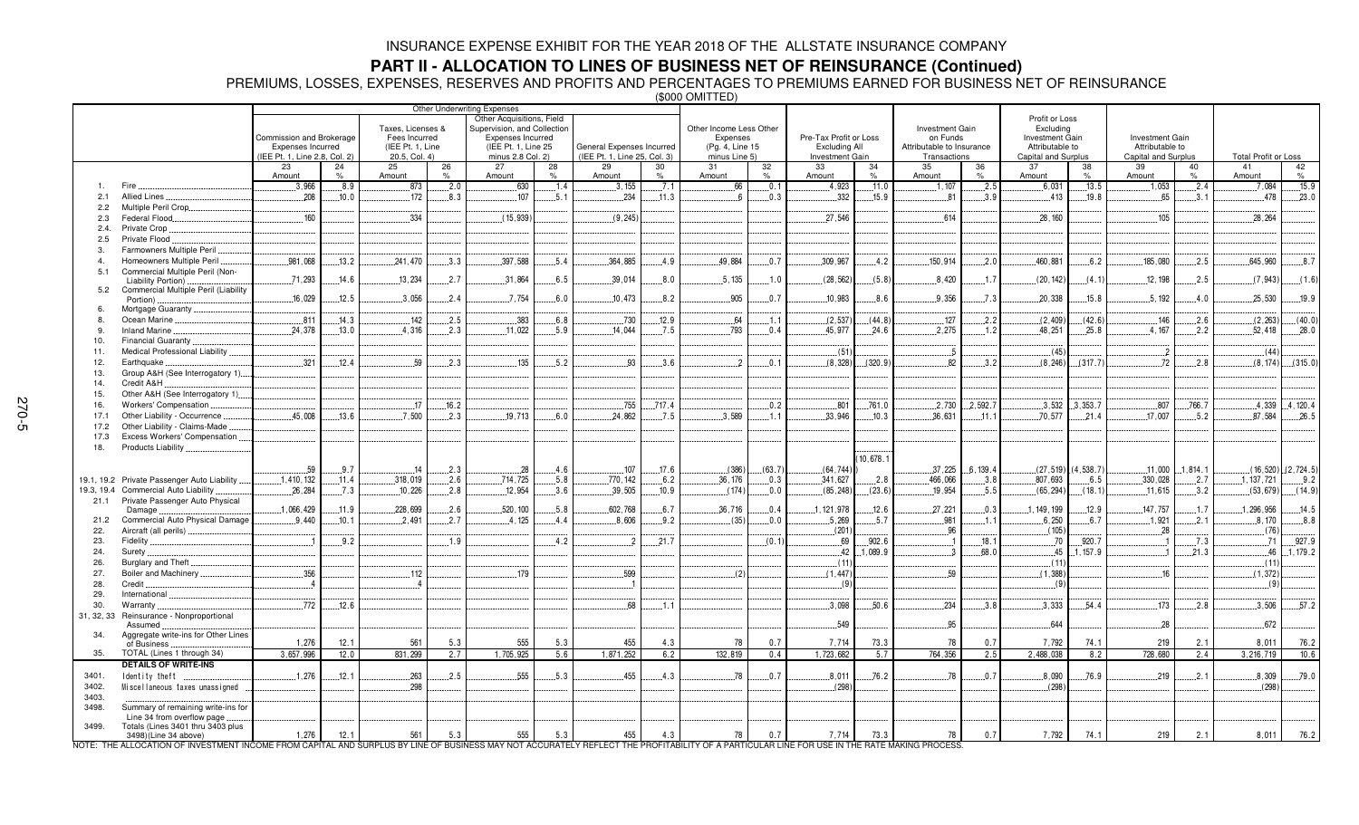# INSURANCE EXPENSE EXHIBIT FOR THE YEAR 2018 OF THE ALLSTATE INSURANCE COMPANY

## PART II - ALLOCATION TO LINES OF BUSINESS NET OF REINSURANCE (Continued)

PREMIUMS, LOSSES, EXPENSES, RESERVES AND PROFITS AND PERCENTAGES TO PREMIUMS EARNED FOR BUSINESS NET OF REINSURANCE

($000 OMITTED)

| | | Other Underwriting Expenses | | | | | | | | | | | | | | | | | | | |
|---|---|---|---|---|---|---|---|---|---|---|---|---|---|---|---|---|---|---|---|---|---|
| | | Commission and Brokerage Expenses Incurred (IEE Pt. 1, Line 2.8, Col. 2) | | Taxes, Licenses & Fees Incurred (IEE Pt. 1, Line 20.5, Col. 4) | | Other Acquisitions, Field Supervision, and Collection Expenses Incurred (IEE Pt. 1, Line 25 minus 2.8 Col. 2) | | General Expenses Incurred (IEE Pt. 1, Line 25, Col. 3) | | Other Income Less Other Expenses (Pg. 4, Line 15 minus Line 5) | | Pre-Tax Profit or Loss Excluding All Investment Gain | | Investment Gain on Funds Attributable to Insurance Transactions | | Profit or Loss Excluding Investment Gain Attributable to Capital and Surplus | | Investment Gain Attributable to Capital and Surplus | | Total Profit or Loss | |
| | | 23 Amount | 24 % | 25 Amount | 26 % | 27 Amount | 28 % | 29 Amount | 30 % | 31 Amount | 32 % | 33 Amount | 34 % | 35 Amount | 36 % | 37 Amount | 38 % | 39 Amount | 40 % | 41 Amount | 42 % |
| 1. | Fire | 3,966 | 8.9 | 873 | 2.0 | 630 | 1.4 | 3,155 | 7.1 | 66 | 0.1 | 4,923 | 11.0 | 1,107 | 2.5 | 6,031 | 13.5 | 1,053 | 2.4 | 7,084 | 15.9 |
| 2.1 | Allied Lines | 208 | 10.0 | 172 | 8.3 | 107 | 5.1 | 234 | 11.3 | 6 | 0.3 | 332 | 15.9 | 81 | 3.9 | 413 | 19.8 | 65 | 3.1 | 478 | 23.0 |
| 2.2 | Multiple Peril Crop | | | | | | | | | | | | | | | | | | | | |
| 2.3 | Federal Flood | 160 | | 334 | | (15,939) | | (9,245) | | | | 27,546 | | 614 | | 28,160 | | 105 | | 28,264 | |
| 2.4. | Private Crop | | | | | | | | | | | | | | | | | | | | |
| 2.5 | Private Flood | | | | | | | | | | | | | | | | | | | | |
| 3. | Farmowners Multiple Peril | | | | | | | | | | | | | | | | | | | | |
| 4. | Homeowners Multiple Peril | 981,068 | 13.2 | 241,470 | 3.3 | 397,588 | 5.4 | 364,885 | 4.9 | 49,884 | 0.7 | 309,967 | 4.2 | 150,914 | 2.0 | 460,881 | 6.2 | 185,080 | 2.5 | 645,960 | 8.7 |
| 5.1 | Commercial Multiple Peril (Non-Liability Portion) | 71,293 | 14.6 | 13,234 | 2.7 | 31,864 | 6.5 | 39,014 | 8.0 | 5,135 | 1.0 | (28,562) | (5.8) | 8,420 | 1.7 | (20,142) | (4.1) | 12,198 | 2.5 | (7,943) | (1.6) |
| 5.2 | Commercial Multiple Peril (Liability Portion) | 16,029 | 12.5 | 3,056 | 2.4 | 7,754 | 6.0 | 10,473 | 8.2 | 905 | 0.7 | 10,983 | 8.6 | 9,356 | 7.3 | 20,338 | 15.8 | 5,192 | 4.0 | 25,530 | 19.9 |
| 6. | Mortgage Guaranty | | | | | | | | | | | | | | | | | | | | |
| 8. | Ocean Marine | 811 | 14.3 | 142 | 2.5 | 383 | 6.8 | 730 | 12.9 | 64 | 1.1 | (2,537) | (44.8) | 127 | 2.2 | (2,409) | (42.6) | 146 | 2.6 | (2,263) | (40.0) |
| 9. | Inland Marine | 24,378 | 13.0 | 4,316 | 2.3 | 11,022 | 5.9 | 14,044 | 7.5 | 793 | 0.4 | 45,977 | 24.6 | 2,275 | 1.2 | 48,251 | 25.8 | 4,167 | 2.2 | 52,418 | 28.0 |
| 10. | Financial Guaranty | | | | | | | | | | | | | | | | | | | | |
| 11. | Medical Professional Liability | | | | | | | | | | | (51) | | 5 | | (45) | | 2 | | (44) | |
| 12. | Earthquake | 321 | 12.4 | 59 | 2.3 | 135 | 5.2 | 93 | 3.6 | 2 | 0.1 | (8,328) | (320.9) | 82 | 3.2 | (8,246) | (317.7) | 72 | 2.8 | (8,174) | (315.0) |
| 13. | Group A&H (See Interrogatory 1) | | | | | | | | | | | | | | | | | | | | |
| 14. | Credit A&H | | | | | | | | | | | | | | | | | | | | |
| 15. | Other A&H (See Interrogatory 1) | | | | | | | | | | | | | | | | | | | | |
| 16. | Workers' Compensation | | | 17 | 16.2 | | | 755 | 717.4 | | 0.2 | 801 | 761.0 | 2,730 | 2,592.7 | 3,532 | 3,353.7 | 807 | 766.7 | 4,339 | 4,120.4 |
| 17.1 | Other Liability - Occurrence | 45,008 | 13.6 | 7,500 | 2.3 | 19,713 | 6.0 | 24,862 | 7.5 | 3,589 | 1.1 | 33,946 | 10.3 | 36,631 | 11.1 | 70,577 | 21.4 | 17,007 | 5.2 | 87,584 | 26.5 |
| 17.2 | Other Liability - Claims-Made | | | | | | | | | | | | | | | | | | | | |
| 17.3 | Excess Workers' Compensation | | | | | | | | | | | | | | | | | | | | |
| 18. | Products Liability | 59 | 9.7 | 14 | 2.3 | 28 | 4.6 | 107 | 17.6 | (386) | (63.7) | (64,744) | (10,678.1) | 37,225 | 6,139.4 | (27,519) | (4,538.7) | 11,000 | 1,814.1 | (16,520) | (2,724.5) |
| 19.1, 19.2 | Private Passenger Auto Liability | 1,410,132 | 11.4 | 318,019 | 2.6 | 714,725 | 5.8 | 770,142 | 6.2 | 36,176 | 0.3 | 341,627 | 2.8 | 466,066 | 3.8 | 807,693 | 6.5 | 330,028 | 2.7 | 1,137,721 | 9.2 |
| 19.3, 19.4 | Commercial Auto Liability | 26,284 | 7.3 | 10,226 | 2.8 | 12,954 | 3.6 | 39,505 | 10.9 | (174) | 0.0 | (85,248) | (23.6) | 19,954 | 5.5 | (65,294) | (18.1) | 11,615 | 3.2 | (53,679) | (14.9) |
| 21.1 | Private Passenger Auto Physical Damage | 1,066,429 | 11.9 | 228,699 | 2.6 | 520,100 | 5.8 | 602,768 | 6.7 | 36,716 | 0.4 | 1,121,978 | 12.6 | 27,221 | 0.3 | 1,149,199 | 12.9 | 147,757 | 1.7 | 1,296,956 | 14.5 |
| 21.2 | Commercial Auto Physical Damage | 9,440 | 10.1 | 2,491 | 2.7 | 4,125 | 4.4 | 8,606 | 9.2 | (35) | 0.0 | 5,269 | 5.7 | 981 | 1.1 | 6,250 | 6.7 | 1,921 | 2.1 | 8,170 | 8.8 |
| 22. | Aircraft (all perils) | | | | | | | | | | | (201) | | 96 | | (105) | | 28 | | (76) | |
| 23. | Fidelity | 1 | 9.2 | | 1.9 | | 4.2 | 2 | 21.7 | | (0.1) | 69 | 902.6 | 1 | 18.1 | 70 | 920.7 | 1 | 7.3 | 71 | 927.9 |
| 24. | Surety | | | | | | | | | | | 42 | 1,089.9 | 3 | 68.0 | 45 | 1,157.9 | 1 | 21.3 | 46 | 1,179.2 |
| 26. | Burglary and Theft | | | | | | | | | | | (11) | | | | (11) | | | | (11) | |
| 27. | Boiler and Machinery | 356 | | 112 | | 179 | | 599 | | (2) | | (1,447) | | 59 | | (1,388) | | 16 | | (1,372) | |
| 28. | Credit | 4 | | 4 | | | | 1 | | | | (9) | | | | (9) | | | | (9) | |
| 29. | International | | | | | | | | | | | | | | | | | | | | |
| 30. | Warranty | 772 | 12.6 | | | | | 68 | 1.1 | | | 3,098 | 50.6 | 234 | 3.8 | 3,333 | 54.4 | 173 | 2.8 | 3,506 | 57.2 |
| 31, 32, 33 | Reinsurance - Nonproportional Assumed | | | | | | | | | | | 549 | | 95 | | 644 | | 28 | | 672 | |
| 34. | Aggregate write-ins for Other Lines of Business | 1,276 | 12.1 | 561 | 5.3 | 555 | 5.3 | 455 | 4.3 | 78 | 0.7 | 7,714 | 73.3 | 78 | 0.7 | 7,792 | 74.1 | 219 | 2.1 | 8,011 | 76.2 |
| 35. | TOTAL (Lines 1 through 34) | 3,657,996 | 12.0 | 831,299 | 2.7 | 1,705,925 | 5.6 | 1,871,252 | 6.2 | 132,819 | 0.4 | 1,723,682 | 5.7 | 764,356 | 2.5 | 2,488,038 | 8.2 | 728,680 | 2.4 | 3,216,719 | 10.6 |
| | **DETAILS OF WRITE-INS** | | | | | | | | | | | | | | | | | | | | |
| 3401. | Identity theft | 1,276 | 12.1 | 263 | 2.5 | 555 | 5.3 | 455 | 4.3 | 78 | 0.7 | 8,011 | 76.2 | 78 | 0.7 | 8,090 | 76.9 | 219 | 2.1 | 8,309 | 79.0 |
| 3402. | Miscellaneous taxes unassigned | | | 298 | | | | | | | | (298) | | | | (298) | | | | (298) | |
| 3403. | | | | | | | | | | | | | | | | | | | | | |
| 3498. | Summary of remaining write-ins for Line 34 from overflow page | | | | | | | | | | | | | | | | | | | | |
| 3499. | Totals (Lines 3401 thru 3403 plus 3498)(Line 34 above) | 1,276 | 12.1 | 561 | 5.3 | 555 | 5.3 | 455 | 4.3 | 78 | 0.7 | 7,714 | 73.3 | 78 | 0.7 | 7,792 | 74.1 | 219 | 2.1 | 8,011 | 76.2 |

NOTE: THE ALLOCATION OF INVESTMENT INCOME FROM CAPITAL AND SURPLUS BY LINE OF BUSINESS MAY NOT ACCURATELY REFLECT THE PROFITABILITY OF A PARTICULAR LINE FOR USE IN THE RATE MAKING PROCESS.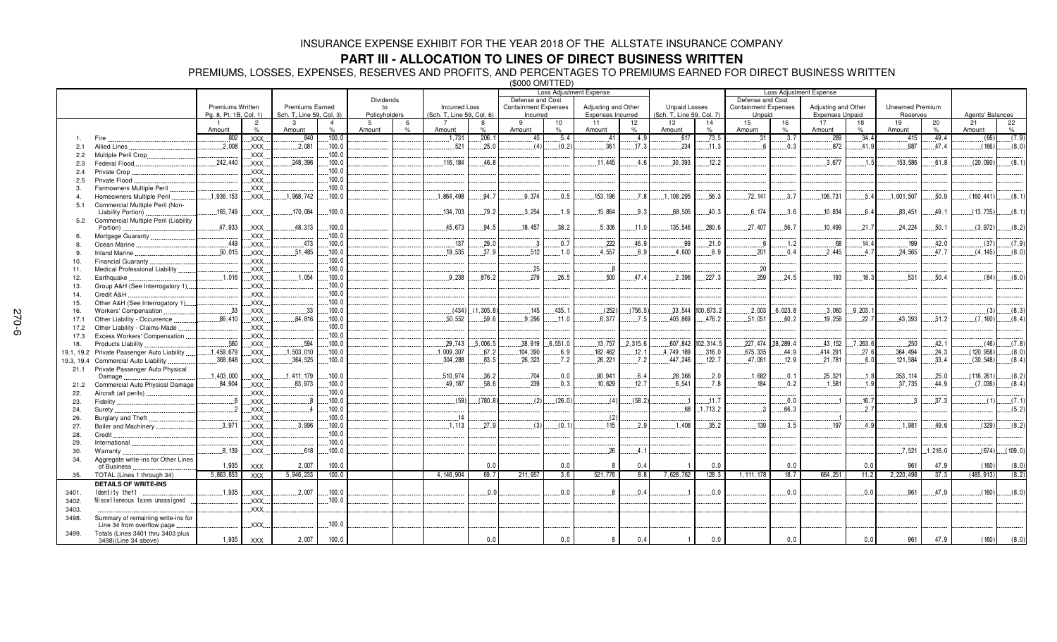# INSURANCE EXPENSE EXHIBIT FOR THE YEAR 2018 OF THE ALLSTATE INSURANCE COMPANY

## PART III - ALLOCATION TO LINES OF DIRECT BUSINESS WRITTEN

PREMIUMS, LOSSES, EXPENSES, RESERVES AND PROFITS, AND PERCENTAGES TO PREMIUMS EARNED FOR DIRECT BUSINESS WRITTEN

($000 OMITTED)

| | | Premiums Written Pg. 8, Pt. 1B, Col. 1) | | Premiums Earned Sch. T, Line 59, Col. 3) | | Dividends to Policyholders | | Incurred Loss (Sch. T, Line 59, Col. 6) | | Loss Adjustment Expense: Defense and Cost Containment Expenses Incurred | | Loss Adjustment Expense: Adjusting and Other Expenses Incurred | | Unpaid Losses (Sch. T, Line 59, Col. 7) | | Loss Adjustment Expense: Defense and Cost Containment Expenses Unpaid | | Loss Adjustment Expense: Adjusting and Other Expenses Unpaid | | Unearned Premium Reserves | | Agents' Balances | |
|---|---|---|---|---|---|---|---|---|---|---|---|---|---|---|---|---|---|---|---|---|---|---|---|
| | | 1 Amount | 2 % | 3 Amount | 4 % | 5 Amount | 6 % | 7 Amount | 8 % | 9 Amount | 10 % | 11 Amount | 12 % | 13 Amount | 14 % | 15 Amount | 16 % | 17 Amount | 18 % | 19 Amount | 20 % | 21 Amount | 22 % |
| 1. | Fire | 802 | XXX | 840 | 100.0 | | | 1,731 | 206.1 | 45 | 5.4 | 41 | 4.9 | 617 | 73.5 | 31 | 3.7 | 289 | 34.4 | 415 | 49.4 | (66) | (7.9) |
| 2.1 | Allied Lines | 2,008 | XXX | 2,081 | 100.0 | | | 521 | 25.0 | (4) | (0.2) | 361 | 17.3 | 234 | 11.3 | 6 | 0.3 | 872 | 41.9 | 987 | 47.4 | (166) | (8.0) |
| 2.2 | Multiple Peril Crop | | XXX | | 100.0 | | | | | | | | | | | | | | | | | | |
| 2.3 | Federal Flood | 242,440 | XXX | 248,396 | 100.0 | | | 116,184 | 46.8 | | | 11,445 | 4.6 | 30,393 | 12.2 | | | 3,677 | 1.5 | 153,586 | 61.8 | (20,090) | (8.1) |
| 2.4 | Private Crop | | XXX | | 100.0 | | | | | | | | | | | | | | | | | | |
| 2.5 | Private Flood | | XXX | | 100.0 | | | | | | | | | | | | | | | | | | |
| 3. | Farmowners Multiple Peril | | XXX | | 100.0 | | | | | | | | | | | | | | | | | | |
| 4. | Homeowners Multiple Peril | 1,936,153 | XXX | 1,968,742 | 100.0 | | | 1,864,498 | 94.7 | 9,374 | 0.5 | 153,196 | 7.8 | 1,108,295 | 56.3 | 72,141 | 3.7 | 106,731 | 5.4 | 1,001,507 | 50.9 | (160,441) | (8.1) |
| 5.1 | Commercial Multiple Peril (Non-Liability Portion) | 165,749 | XXX | 170,084 | 100.0 | | | 134,703 | 79.2 | 3,254 | 1.9 | 15,864 | 9.3 | 68,505 | 40.3 | 6,174 | 3.6 | 10,834 | 6.4 | 83,451 | 49.1 | (13,735) | (8.1) |
| 5.2 | Commercial Multiple Peril (Liability Portion) | 47,933 | XXX | 48,313 | 100.0 | | | 45,673 | 94.5 | 18,457 | 38.2 | 5,306 | 11.0 | 135,546 | 280.6 | 27,407 | 56.7 | 10,499 | 21.7 | 24,224 | 50.1 | (3,972) | (8.2) |
| 6. | Mortgage Guaranty | | XXX | | 100.0 | | | | | | | | | | | | | | | | | | |
| 8. | Ocean Marine | 449 | XXX | 473 | 100.0 | | | 137 | 29.0 | 3 | 0.7 | 222 | 46.9 | 99 | 21.0 | 6 | 1.2 | 68 | 14.4 | 199 | 42.0 | (37) | (7.9) |
| 9. | Inland Marine | 50,015 | XXX | 51,485 | 100.0 | | | 19,535 | 37.9 | 512 | 1.0 | 4,557 | 8.9 | 4,600 | 8.9 | 201 | 0.4 | 2,445 | 4.7 | 24,565 | 47.7 | (4,145) | (8.0) |
| 10. | Financial Guaranty | | XXX | | 100.0 | | | | | | | | | | | | | | | | | | |
| 11. | Medical Professional Liability | | XXX | | 100.0 | | | | | 25 | | 8 | | | | 20 | | | | | | | |
| 12. | Earthquake | 1,016 | XXX | 1,054 | 100.0 | | | 9,238 | 876.2 | 279 | 26.5 | 500 | 47.4 | 2,396 | 227.3 | 259 | 24.5 | 193 | 18.3 | 531 | 50.4 | (84) | (8.0) |
| 13. | Group A&H (See Interrogatory 1) | | XXX | | 100.0 | | | | | | | | | | | | | | | | | | |
| 14. | Credit A&H | | XXX | | 100.0 | | | | | | | | | | | | | | | | | | |
| 15. | Other A&H (See Interrogatory 1) | | XXX | | 100.0 | | | | | | | | | | | | | | | | | | |
| 16. | Workers' Compensation | 33 | XXX | 33 | 100.0 | | | (434) | (1,305.8) | 145 | 435.1 | (252) | (756.5) | 33,544 | 100,873.2 | 2,003 | 6,023.8 | 3,060 | 9,203.1 | | | (3) | (8.3) |
| 17.1 | Other Liability - Occurrence | 86,410 | XXX | 84,816 | 100.0 | | | 50,552 | 59.6 | 9,296 | 11.0 | 6,377 | 7.5 | 403,869 | 476.2 | 51,051 | 60.2 | 19,258 | 22.7 | 43,393 | 51.2 | (7,160) | (8.4) |
| 17.2 | Other Liability - Claims-Made | | XXX | | 100.0 | | | | | | | | | | | | | | | | | | |
| 17.3 | Excess Workers' Compensation | | XXX | | 100.0 | | | | | | | | | | | | | | | | | | |
| 18. | Products Liability | 560 | XXX | 594 | 100.0 | | | 29,743 | 5,006.5 | 38,919 | 6,551.0 | 13,757 | 2,315.6 | 607,842 | 102,314.5 | 227,474 | 38,289.4 | 43,152 | 7,263.6 | 250 | 42.1 | (46) | (7.8) |
| 19.1, 19.2 | Private Passenger Auto Liability | 1,459,679 | XXX | 1,503,010 | 100.0 | | | 1,009,307 | 67.2 | 104,390 | 6.9 | 182,462 | 12.1 | 4,749,189 | 316.0 | 675,335 | 44.9 | 414,291 | 27.6 | 364,494 | 24.3 | (120,958) | (8.0) |
| 19.3, 19.4 | Commercial Auto Liability | 368,648 | XXX | 364,525 | 100.0 | | | 304,288 | 83.5 | 26,323 | 7.2 | 26,221 | 7.2 | 447,246 | 122.7 | 47,061 | 12.9 | 21,781 | 6.0 | 121,584 | 33.4 | (30,548) | (8.4) |
| 21.1 | Private Passenger Auto Physical Damage | 1,403,000 | XXX | 1,411,179 | 100.0 | | | 510,974 | 36.2 | 704 | 0.0 | 90,941 | 6.4 | 28,366 | 2.0 | 1,682 | 0.1 | 25,321 | 1.8 | 353,114 | 25.0 | (116,261) | (8.2) |
| 21.2 | Commercial Auto Physical Damage | 84,904 | XXX | 83,973 | 100.0 | | | 49,187 | 58.6 | 239 | 0.3 | 10,629 | 12.7 | 6,541 | 7.8 | 184 | 0.2 | 1,581 | 1.9 | 37,735 | 44.9 | (7,036) | (8.4) |
| 22. | Aircraft (all perils) | | XXX | | 100.0 | | | | | | | | | | | | | | | | | | |
| 23. | Fidelity | 6 | XXX | 8 | 100.0 | | | (59) | (780.8) | (2) | (26.0) | (4) | (58.2) | 1 | 11.7 | | 0.0 | 1 | 16.7 | 3 | 37.3 | (1) | (7.1) |
| 24. | Surety | 2 | XXX | 4 | 100.0 | | | | | | | | | 68 | 1,713.2 | 3 | 66.3 | | 2.7 | | | | (5.2) |
| 26. | Burglary and Theft | | XXX | | 100.0 | | | 14 | | | | (2) | | | | | | 1 | | | | | |
| 27. | Boiler and Machinery | 3,971 | XXX | 3,996 | 100.0 | | | 1,113 | 27.9 | (3) | (0.1) | 115 | 2.9 | 1,408 | 35.2 | 139 | 3.5 | 197 | 4.9 | 1,981 | 49.6 | (329) | (8.2) |
| 28. | Credit | | XXX | | 100.0 | | | | | | | | | | | | | | | | | | |
| 29. | International | | XXX | | 100.0 | | | | | | | | | | | | | | | | | | |
| 30. | Warranty | 8,139 | XXX | 618 | 100.0 | | | | | | | 26 | 4.1 | | | | | | | 7,521 | 1,216.0 | (674) | (109.0) |
| 34. | Aggregate write-ins for Other Lines of Business | 1,935 | XXX | 2,007 | 100.0 | | | | 0.0 | | 0.0 | 8 | 0.4 | 1 | 0.0 | | 0.0 | | 0.0 | 961 | 47.9 | (160) | (8.0) |
| 35. | TOTAL (Lines 1 through 34) | 5,863,853 | XXX | 5,946,233 | 100.0 | | | 4,146,904 | 69.7 | 211,957 | 3.6 | 521,776 | 8.8 | 7,628,762 | 128.3 | 1,111,178 | 18.7 | 664,251 | 11.2 | 2,220,498 | 37.3 | (485,913) | (8.2) |
| | **DETAILS OF WRITE-INS** | | | | | | | | | | | | | | | | | | | | | | |
| 3401. | Identity theft | 1,935 | XXX | 2,007 | 100.0 | | | | 0.0 | | 0.0 | 8 | 0.4 | 1 | 0.0 | | 0.0 | | 0.0 | 961 | 47.9 | (160) | (8.0) |
| 3402. | Miscellaneous taxes unassigned | | XXX | | 100.0 | | | | | | | | | | | | | | | | | | |
| 3403. | | | XXX | | | | | | | | | | | | | | | | | | | | |
| 3498. | Summary of remaining write-ins for Line 34 from overflow page | | XXX | | 100.0 | | | | | | | | | | | | | | | | | | |
| 3499. | Totals (Lines 3401 thru 3403 plus 3498)(Line 34 above) | 1,935 | XXX | 2,007 | 100.0 | | | | 0.0 | | 0.0 | 8 | 0.4 | 1 | 0.0 | | 0.0 | | 0.0 | 961 | 47.9 | (160) | (8.0) |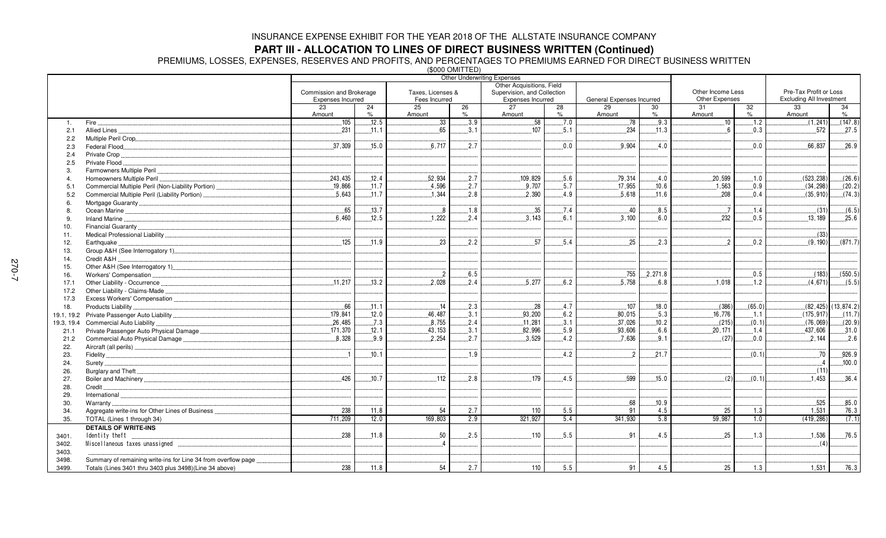# INSURANCE EXPENSE EXHIBIT FOR THE YEAR 2018 OF THE ALLSTATE INSURANCE COMPANY

## PART III - ALLOCATION TO LINES OF DIRECT BUSINESS WRITTEN (Continued)

PREMIUMS, LOSSES, EXPENSES, RESERVES AND PROFITS, AND PERCENTAGES TO PREMIUMS EARNED FOR DIRECT BUSINESS WRITTEN

($000 OMITTED)

| | | Other Underwriting Expenses | | | | | | | | | | | |
|---|---|---|---|---|---|---|---|---|---|---|---|---|---|
| | | Commission and Brokerage Expenses Incurred | | Taxes, Licenses & Fees Incurred | | Other Acquisitions, Field Supervision, and Collection Expenses Incurred | | General Expenses Incurred | | Other Income Less Other Expenses | | Pre-Tax Profit or Loss Excluding All Investment | |
| | | 23 Amount | 24 % | 25 Amount | 26 % | 27 Amount | 28 % | 29 Amount | 30 % | 31 Amount | 32 % | 33 Amount | 34 % |
| 1. | Fire | 105 | 12.5 | 33 | 3.9 | 58 | 7.0 | 78 | 9.3 | 10 | 1.2 | (1,241) | (147.8) |
| 2.1 | Allied Lines | 231 | 11.1 | 65 | 3.1 | 107 | 5.1 | 234 | 11.3 | 6 | 0.3 | 572 | 27.5 |
| 2.2 | Multiple Peril Crop | | | | | | | | | | | | |
| 2.3 | Federal Flood | 37,309 | 15.0 | 6,717 | 2.7 | | 0.0 | 9,904 | 4.0 | | 0.0 | 66,837 | 26.9 |
| 2.4 | Private Crop | | | | | | | | | | | | |
| 2.5 | Private Flood | | | | | | | | | | | | |
| 3. | Farmowners Multiple Peril | | | | | | | | | | | | |
| 4. | Homeowners Multiple Peril | 243,435 | 12.4 | 52,934 | 2.7 | 109,829 | 5.6 | 79,314 | 4.0 | 20,599 | 1.0 | (523,238) | (26.6) |
| 5.1 | Commercial Multiple Peril (Non-Liability Portion) | 19,866 | 11.7 | 4,596 | 2.7 | 9,707 | 5.7 | 17,955 | 10.6 | 1,563 | 0.9 | (34,298) | (20.2) |
| 5.2 | Commercial Multiple Peril (Liability Portion) | 5,643 | 11.7 | 1,344 | 2.8 | 2,390 | 4.9 | 5,618 | 11.6 | 208 | 0.4 | (35,910) | (74.3) |
| 6. | Mortgage Guaranty | | | | | | | | | | | | |
| 8. | Ocean Marine | 65 | 13.7 | 8 | 1.8 | 35 | 7.4 | 40 | 8.5 | 7 | 1.4 | (31) | (6.5) |
| 9. | Inland Marine | 6,460 | 12.5 | 1,222 | 2.4 | 3,143 | 6.1 | 3,100 | 6.0 | 232 | 0.5 | 13,189 | 25.6 |
| 10. | Financial Guaranty | | | | | | | | | | | | |
| 11. | Medical Professional Liability | | | | | | | | | | | (33) | |
| 12. | Earthquake | 125 | 11.9 | 23 | 2.2 | 57 | 5.4 | 25 | 2.3 | 2 | 0.2 | (9,190) | (871.7) |
| 13. | Group A&H (See Interrogatory 1) | | | | | | | | | | | | |
| 14. | Credit A&H | | | | | | | | | | | | |
| 15. | Other A&H (See Interrogatory 1) | | | | | | | | | | | | |
| 16. | Workers' Compensation | | | 2 | 6.5 | | | 755 | 2,271.8 | | 0.5 | (183) | (550.5) |
| 17.1 | Other Liability - Occurrence | 11,217 | 13.2 | 2,028 | 2.4 | 5,277 | 6.2 | 5,758 | 6.8 | 1,018 | 1.2 | (4,671) | (5.5) |
| 17.2 | Other Liability - Claims-Made | | | | | | | | | | | | |
| 17.3 | Excess Workers' Compensation | | | | | | | | | | | | |
| 18. | Products Liability | 66 | 11.1 | 14 | 2.3 | 28 | 4.7 | 107 | 18.0 | (386) | (65.0) | (82,425) | (13,874.2) |
| 19.1, 19.2 | Private Passenger Auto Liability | 179,841 | 12.0 | 46,487 | 3.1 | 93,200 | 6.2 | 80,015 | 5.3 | 16,776 | 1.1 | (175,917) | (11.7) |
| 19.3, 19.4 | Commercial Auto Liability | 26,485 | 7.3 | 8,755 | 2.4 | 11,281 | 3.1 | 37,026 | 10.2 | (215) | (0.1) | (76,069) | (20.9) |
| 21.1 | Private Passenger Auto Physical Damage | 171,370 | 12.1 | 43,153 | 3.1 | 82,996 | 5.9 | 93,606 | 6.6 | 20,171 | 1.4 | 437,606 | 31.0 |
| 21.2 | Commercial Auto Physical Damage | 8,328 | 9.9 | 2,254 | 2.7 | 3,529 | 4.2 | 7,636 | 9.1 | (27) | 0.0 | 2,144 | 2.6 |
| 22. | Aircraft (all perils) | | | | | | | | | | | | |
| 23. | Fidelity | 1 | 10.1 | | 1.9 | | 4.2 | 2 | 21.7 | | (0.1) | 70 | 926.9 |
| 24. | Surety | | | | | | | | | | | 4 | 100.0 |
| 26. | Burglary and Theft | | | | | | | | | | | (11) | |
| 27. | Boiler and Machinery | 426 | 10.7 | 112 | 2.8 | 179 | 4.5 | 599 | 15.0 | (2) | (0.1) | 1,453 | 36.4 |
| 28. | Credit | | | | | | | | | | | | |
| 29. | International | | | | | | | | | | | | |
| 30. | Warranty | | | | | | | 68 | 10.9 | | | 525 | 85.0 |
| 34. | Aggregate write-ins for Other Lines of Business | 238 | 11.8 | 54 | 2.7 | 110 | 5.5 | 91 | 4.5 | 25 | 1.3 | 1,531 | 76.3 |
| 35. | TOTAL (Lines 1 through 34) | 711,209 | 12.0 | 169,803 | 2.9 | 321,927 | 5.4 | 341,930 | 5.8 | 59,987 | 1.0 | (419,286) | (7.1) |
| | **DETAILS OF WRITE-INS** | | | | | | | | | | | | |
| 3401. | Identity theft | 238 | 11.8 | 50 | 2.5 | 110 | 5.5 | 91 | 4.5 | 25 | 1.3 | 1,536 | 76.5 |
| 3402. | Miscellaneous taxes unassigned | | | 4 | | | | | | | | (4) | |
| 3403. | | | | | | | | | | | | | |
| 3498. | Summary of remaining write-ins for Line 34 from overflow page | | | | | | | | | | | | |
| 3499. | Totals (Lines 3401 thru 3403 plus 3498)(Line 34 above) | 238 | 11.8 | 54 | 2.7 | 110 | 5.5 | 91 | 4.5 | 25 | 1.3 | 1,531 | 76.3 |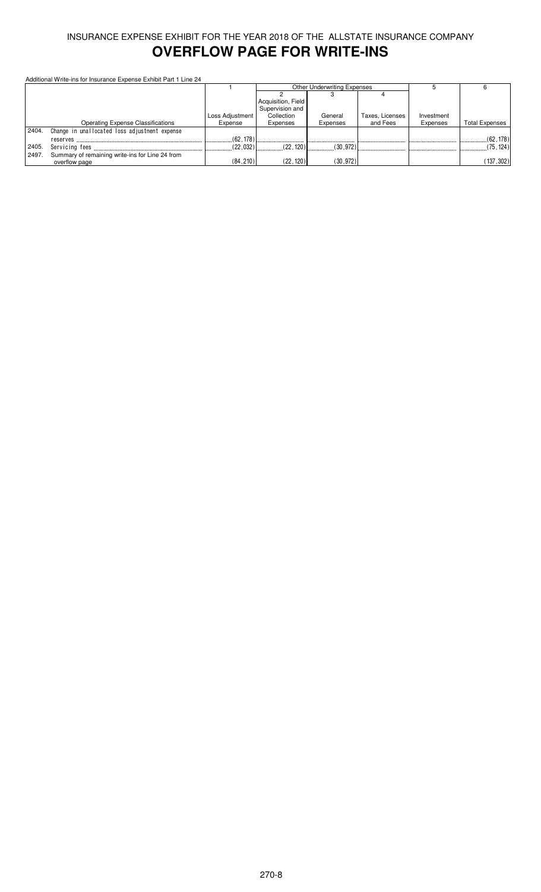# INSURANCE EXPENSE EXHIBIT FOR THE YEAR 2018 OF THE ALLSTATE INSURANCE COMPANY

# OVERFLOW PAGE FOR WRITE-INS

Additional Write-ins for Insurance Expense Exhibit Part 1 Line 24

| | | 1 | Other Underwriting Expenses | | | 5 | 6 |
|---|---|---|---|---|---|---|---|
| | | | 2 | 3 | 4 | | |
| | Operating Expense Classifications | Loss Adjustment Expense | Acquisition, Field Supervision and Collection Expenses | General Expenses | Taxes, Licenses and Fees | Investment Expenses | Total Expenses |
| 2404. | Change in unallocated loss adjustment expense reserves | (62,178) | | | | | (62,178) |
| 2405. | Servicing fees | (22,032) | (22,120) | (30,972) | | | (75,124) |
| 2497. | Summary of remaining write-ins for Line 24 from overflow page | (84,210) | (22,120) | (30,972) | | | (137,302) |